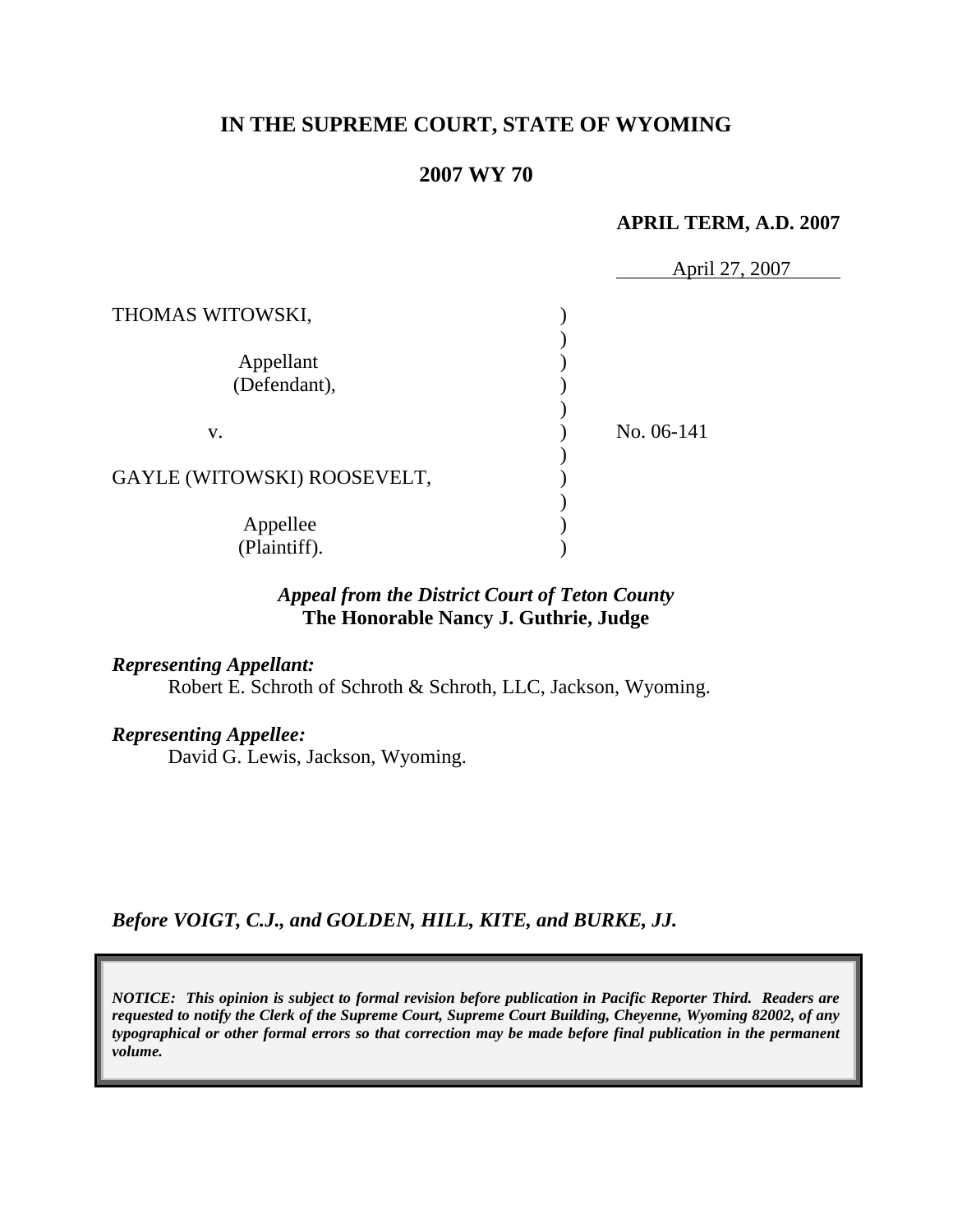# IN THE SUPREME COURT, STATE OF WYOMING

## 2007 WY 70

**APRIL TERM, A.D. 2007**

April 27, 2007

| | | |
|---|---|---|
| THOMAS WITOWSKI, Appellant (Defendant), | ) | |
| v. | ) | No. 06-141 |
| GAYLE (WITOWSKI) ROOSEVELT, Appellee (Plaintiff). | ) | |

*Appeal from the District Court of Teton County*
**The Honorable Nancy J. Guthrie, Judge**

***Representing Appellant:***
Robert E. Schroth of Schroth & Schroth, LLC, Jackson, Wyoming.

***Representing Appellee:***
David G. Lewis, Jackson, Wyoming.

***Before VOIGT, C.J., and GOLDEN, HILL, KITE, and BURKE, JJ.***

***NOTICE: This opinion is subject to formal revision before publication in Pacific Reporter Third. Readers are requested to notify the Clerk of the Supreme Court, Supreme Court Building, Cheyenne, Wyoming 82002, of any typographical or other formal errors so that correction may be made before final publication in the permanent volume.***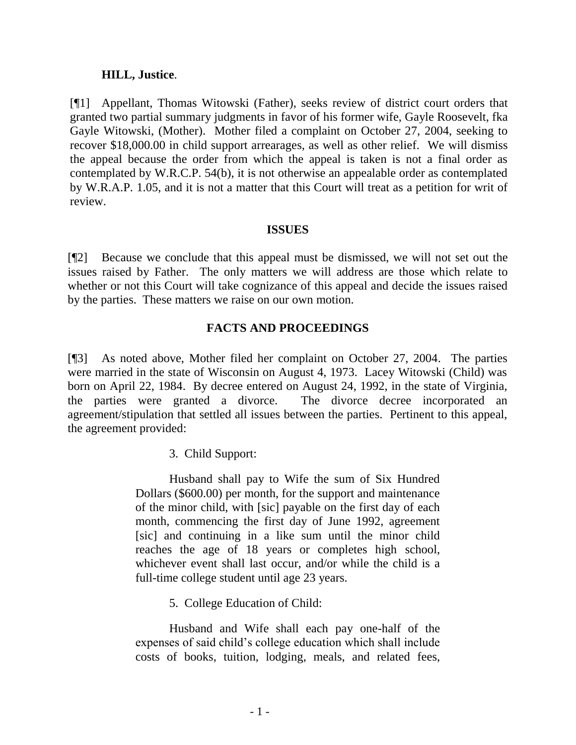**HILL, Justice**.

[¶1] Appellant, Thomas Witowski (Father), seeks review of district court orders that granted two partial summary judgments in favor of his former wife, Gayle Roosevelt, fka Gayle Witowski, (Mother). Mother filed a complaint on October 27, 2004, seeking to recover $18,000.00 in child support arrearages, as well as other relief. We will dismiss the appeal because the order from which the appeal is taken is not a final order as contemplated by W.R.C.P. 54(b), it is not otherwise an appealable order as contemplated by W.R.A.P. 1.05, and it is not a matter that this Court will treat as a petition for writ of review.

## ISSUES

[¶2] Because we conclude that this appeal must be dismissed, we will not set out the issues raised by Father. The only matters we will address are those which relate to whether or not this Court will take cognizance of this appeal and decide the issues raised by the parties. These matters we raise on our own motion.

## FACTS AND PROCEEDINGS

[¶3] As noted above, Mother filed her complaint on October 27, 2004. The parties were married in the state of Wisconsin on August 4, 1973. Lacey Witowski (Child) was born on April 22, 1984. By decree entered on August 24, 1992, in the state of Virginia, the parties were granted a divorce. The divorce decree incorporated an agreement/stipulation that settled all issues between the parties. Pertinent to this appeal, the agreement provided:

> 3. Child Support:
>
> Husband shall pay to Wife the sum of Six Hundred Dollars ($600.00) per month, for the support and maintenance of the minor child, with [sic] payable on the first day of each month, commencing the first day of June 1992, agreement [sic] and continuing in a like sum until the minor child reaches the age of 18 years or completes high school, whichever event shall last occur, and/or while the child is a full-time college student until age 23 years.
>
> 5. College Education of Child:
>
> Husband and Wife shall each pay one-half of the expenses of said child's college education which shall include costs of books, tuition, lodging, meals, and related fees,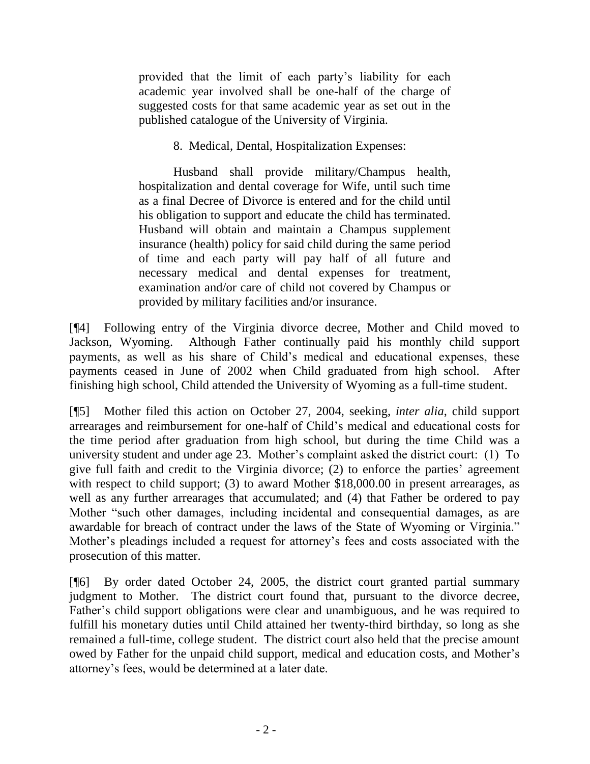> provided that the limit of each party's liability for each academic year involved shall be one-half of the charge of suggested costs for that same academic year as set out in the published catalogue of the University of Virginia.
>
> 8. Medical, Dental, Hospitalization Expenses:
>
> Husband shall provide military/Champus health, hospitalization and dental coverage for Wife, until such time as a final Decree of Divorce is entered and for the child until his obligation to support and educate the child has terminated. Husband will obtain and maintain a Champus supplement insurance (health) policy for said child during the same period of time and each party will pay half of all future and necessary medical and dental expenses for treatment, examination and/or care of child not covered by Champus or provided by military facilities and/or insurance.

[¶4] Following entry of the Virginia divorce decree, Mother and Child moved to Jackson, Wyoming. Although Father continually paid his monthly child support payments, as well as his share of Child's medical and educational expenses, these payments ceased in June of 2002 when Child graduated from high school. After finishing high school, Child attended the University of Wyoming as a full-time student.

[¶5] Mother filed this action on October 27, 2004, seeking, *inter alia*, child support arrearages and reimbursement for one-half of Child's medical and educational costs for the time period after graduation from high school, but during the time Child was a university student and under age 23. Mother's complaint asked the district court: (1) To give full faith and credit to the Virginia divorce; (2) to enforce the parties' agreement with respect to child support; (3) to award Mother $18,000.00 in present arrearages, as well as any further arrearages that accumulated; and (4) that Father be ordered to pay Mother "such other damages, including incidental and consequential damages, as are awardable for breach of contract under the laws of the State of Wyoming or Virginia." Mother's pleadings included a request for attorney's fees and costs associated with the prosecution of this matter.

[¶6] By order dated October 24, 2005, the district court granted partial summary judgment to Mother. The district court found that, pursuant to the divorce decree, Father's child support obligations were clear and unambiguous, and he was required to fulfill his monetary duties until Child attained her twenty-third birthday, so long as she remained a full-time, college student. The district court also held that the precise amount owed by Father for the unpaid child support, medical and education costs, and Mother's attorney's fees, would be determined at a later date.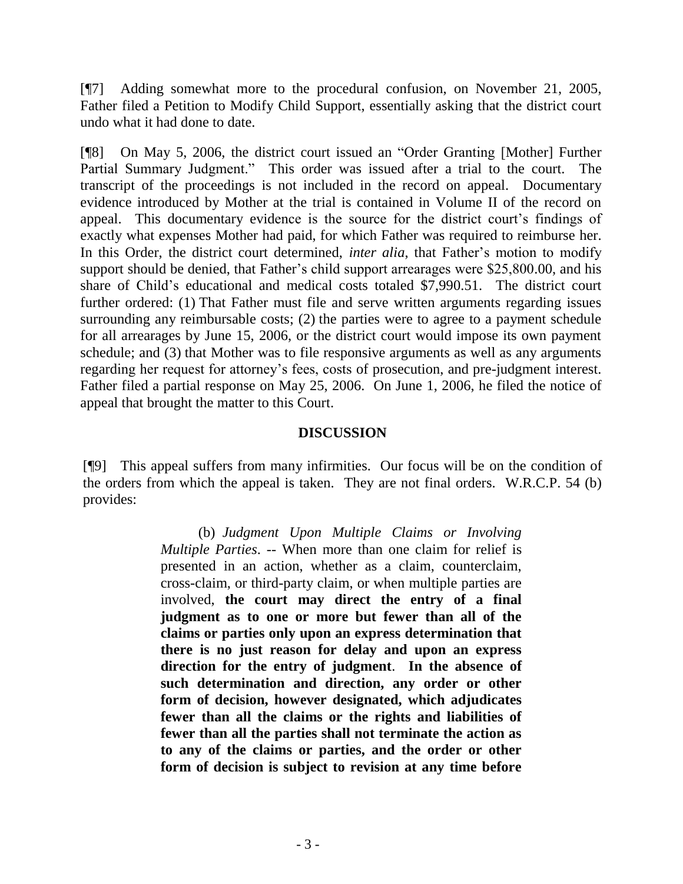[¶7] Adding somewhat more to the procedural confusion, on November 21, 2005, Father filed a Petition to Modify Child Support, essentially asking that the district court undo what it had done to date.

[¶8] On May 5, 2006, the district court issued an "Order Granting [Mother] Further Partial Summary Judgment." This order was issued after a trial to the court. The transcript of the proceedings is not included in the record on appeal. Documentary evidence introduced by Mother at the trial is contained in Volume II of the record on appeal. This documentary evidence is the source for the district court's findings of exactly what expenses Mother had paid, for which Father was required to reimburse her. In this Order, the district court determined, *inter alia*, that Father's motion to modify support should be denied, that Father's child support arrearages were $25,800.00, and his share of Child's educational and medical costs totaled $7,990.51. The district court further ordered: (1) That Father must file and serve written arguments regarding issues surrounding any reimbursable costs; (2) the parties were to agree to a payment schedule for all arrearages by June 15, 2006, or the district court would impose its own payment schedule; and (3) that Mother was to file responsive arguments as well as any arguments regarding her request for attorney's fees, costs of prosecution, and pre-judgment interest. Father filed a partial response on May 25, 2006. On June 1, 2006, he filed the notice of appeal that brought the matter to this Court.

## DISCUSSION

[¶9] This appeal suffers from many infirmities. Our focus will be on the condition of the orders from which the appeal is taken. They are not final orders. W.R.C.P. 54 (b) provides:

> (b) *Judgment Upon Multiple Claims or Involving Multiple Parties*. -- When more than one claim for relief is presented in an action, whether as a claim, counterclaim, cross-claim, or third-party claim, or when multiple parties are involved, **the court may direct the entry of a final judgment as to one or more but fewer than all of the claims or parties only upon an express determination that there is no just reason for delay and upon an express direction for the entry of judgment**. **In the absence of such determination and direction, any order or other form of decision, however designated, which adjudicates fewer than all the claims or the rights and liabilities of fewer than all the parties shall not terminate the action as to any of the claims or parties, and the order or other form of decision is subject to revision at any time before**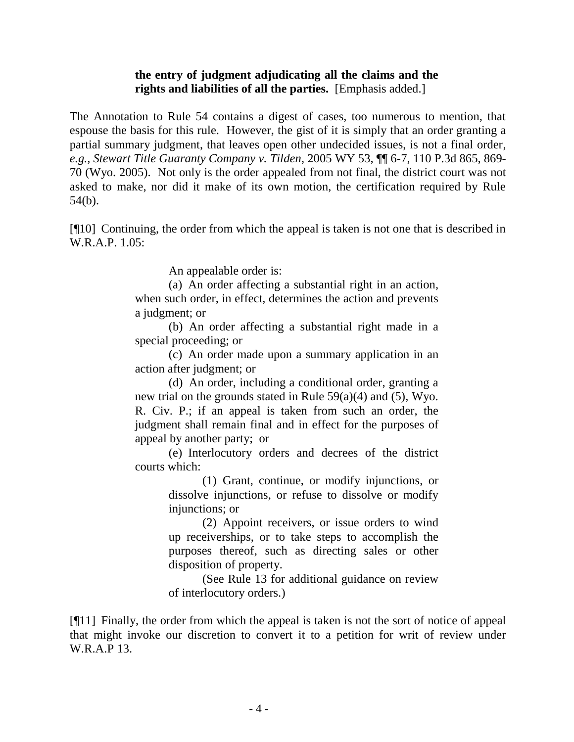> **the entry of judgment adjudicating all the claims and the rights and liabilities of all the parties.** [Emphasis added.]

The Annotation to Rule 54 contains a digest of cases, too numerous to mention, that espouse the basis for this rule. However, the gist of it is simply that an order granting a partial summary judgment, that leaves open other undecided issues, is not a final order, *e.g., Stewart Title Guaranty Company v. Tilden*, 2005 WY 53, ¶¶ 6-7, 110 P.3d 865, 869-70 (Wyo. 2005). Not only is the order appealed from not final, the district court was not asked to make, nor did it make of its own motion, the certification required by Rule 54(b).

[¶10] Continuing, the order from which the appeal is taken is not one that is described in W.R.A.P. 1.05:

> An appealable order is:
>
> (a) An order affecting a substantial right in an action, when such order, in effect, determines the action and prevents a judgment; or
>
> (b) An order affecting a substantial right made in a special proceeding; or
>
> (c) An order made upon a summary application in an action after judgment; or
>
> (d) An order, including a conditional order, granting a new trial on the grounds stated in Rule 59(a)(4) and (5), Wyo. R. Civ. P.; if an appeal is taken from such an order, the judgment shall remain final and in effect for the purposes of appeal by another party; or
>
> (e) Interlocutory orders and decrees of the district courts which:
>
>> (1) Grant, continue, or modify injunctions, or dissolve injunctions, or refuse to dissolve or modify injunctions; or
>>
>> (2) Appoint receivers, or issue orders to wind up receiverships, or to take steps to accomplish the purposes thereof, such as directing sales or other disposition of property.
>>
>> (See Rule 13 for additional guidance on review of interlocutory orders.)

[¶11] Finally, the order from which the appeal is taken is not the sort of notice of appeal that might invoke our discretion to convert it to a petition for writ of review under W.R.A.P 13.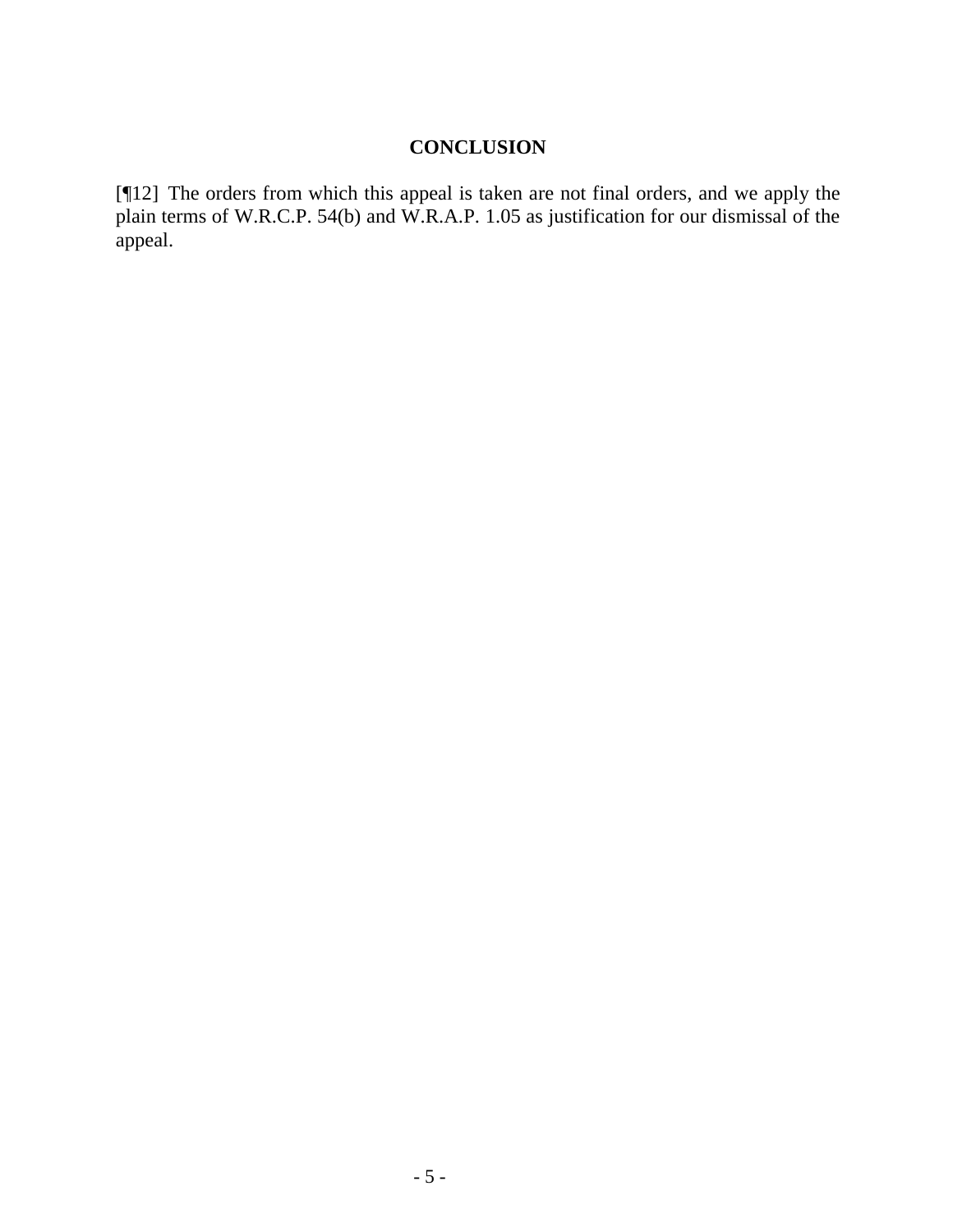## CONCLUSION

[¶12] The orders from which this appeal is taken are not final orders, and we apply the plain terms of W.R.C.P. 54(b) and W.R.A.P. 1.05 as justification for our dismissal of the appeal.